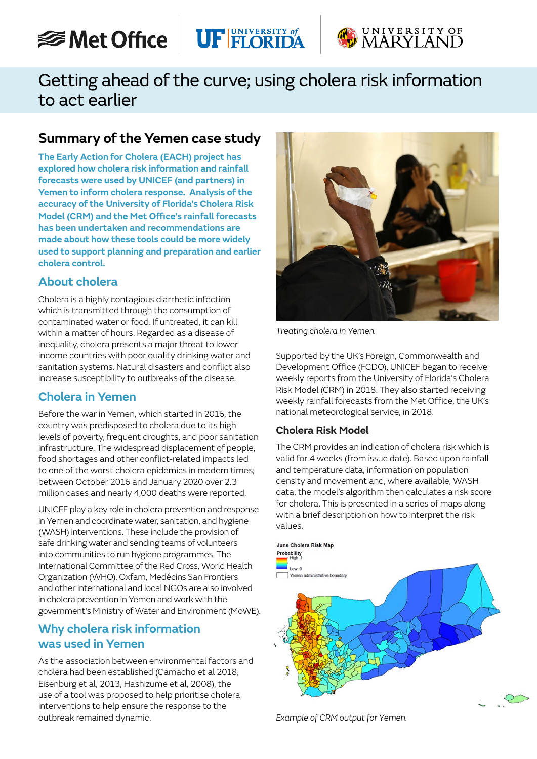# Getting ahead of the curve; using cholera risk information to act earlier

## Summary of the Yemen case study

**The Early Action for Cholera (EACH) project has explored how cholera risk information and rainfall forecasts were used by UNICEF (and partners) in Yemen to inform cholera response. Analysis of the accuracy of the University of Florida's Cholera Risk Model (CRM) and the Met Office's rainfall forecasts has been undertaken and recommendations are made about how these tools could be more widely used to support planning and preparation and earlier cholera control.**

### About cholera

Cholera is a highly contagious diarrhetic infection which is transmitted through the consumption of contaminated water or food. If untreated, it can kill within a matter of hours. Regarded as a disease of inequality, cholera presents a major threat to lower income countries with poor quality drinking water and sanitation systems. Natural disasters and conflict also increase susceptibility to outbreaks of the disease.

### Cholera in Yemen

Before the war in Yemen, which started in 2016, the country was predisposed to cholera due to its high levels of poverty, frequent droughts, and poor sanitation infrastructure. The widespread displacement of people, food shortages and other conflict-related impacts led to one of the worst cholera epidemics in modern times; between October 2016 and January 2020 over 2.3 million cases and nearly 4,000 deaths were reported.

UNICEF play a key role in cholera prevention and response in Yemen and coordinate water, sanitation, and hygiene (WASH) interventions. These include the provision of safe drinking water and sending teams of volunteers into communities to run hygiene programmes. The International Committee of the Red Cross, World Health Organization (WHO), Oxfam, Medécins San Frontiers and other international and local NGOs are also involved in cholera prevention in Yemen and work with the government's Ministry of Water and Environment (MoWE).

### Why cholera risk information was used in Yemen

As the association between environmental factors and cholera had been established (Camacho et al 2018, Eisenburg et al, 2013, Hashizume et al, 2008), the use of a tool was proposed to help prioritise cholera interventions to help ensure the response to the outbreak remained dynamic.

*Treating cholera in Yemen.*

Supported by the UK's Foreign, Commonwealth and Development Office (FCDO), UNICEF began to receive weekly reports from the University of Florida's Cholera Risk Model (CRM) in 2018. They also started receiving weekly rainfall forecasts from the Met Office, the UK's national meteorological service, in 2018.

#### Cholera Risk Model

The CRM provides an indication of cholera risk which is valid for 4 weeks (from issue date). Based upon rainfall and temperature data, information on population density and movement and, where available, WASH data, the model's algorithm then calculates a risk score for cholera. This is presented in a series of maps along with a brief description on how to interpret the risk values.

*Example of CRM output for Yemen.*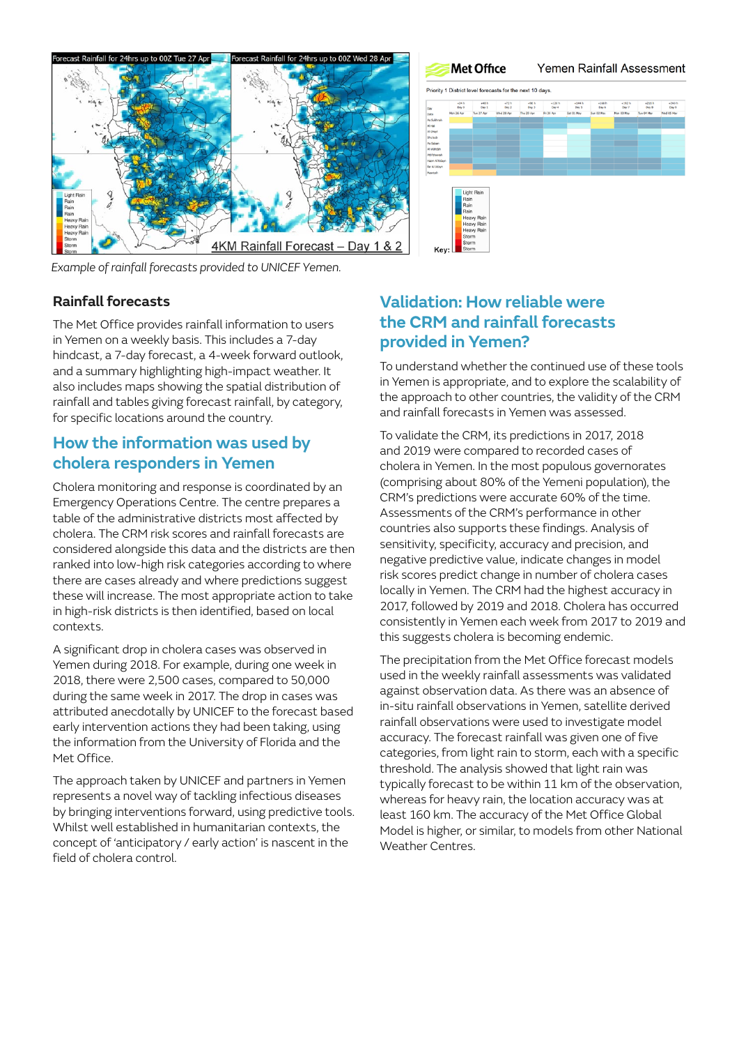*Example of rainfall forecasts provided to UNICEF Yemen.*

### Rainfall forecasts

The Met Office provides rainfall information to users in Yemen on a weekly basis. This includes a 7-day hindcast, a 7-day forecast, a 4-week forward outlook, and a summary highlighting high-impact weather. It also includes maps showing the spatial distribution of rainfall and tables giving forecast rainfall, by category, for specific locations around the country.

## How the information was used by cholera responders in Yemen

Cholera monitoring and response is coordinated by an Emergency Operations Centre. The centre prepares a table of the administrative districts most affected by cholera. The CRM risk scores and rainfall forecasts are considered alongside this data and the districts are then ranked into low-high risk categories according to where there are cases already and where predictions suggest these will increase. The most appropriate action to take in high-risk districts is then identified, based on local contexts.

A significant drop in cholera cases was observed in Yemen during 2018. For example, during one week in 2018, there were 2,500 cases, compared to 50,000 during the same week in 2017. The drop in cases was attributed anecdotally by UNICEF to the forecast based early intervention actions they had been taking, using the information from the University of Florida and the Met Office.

The approach taken by UNICEF and partners in Yemen represents a novel way of tackling infectious diseases by bringing interventions forward, using predictive tools. Whilst well established in humanitarian contexts, the concept of 'anticipatory / early action' is nascent in the field of cholera control.

## Validation: How reliable were the CRM and rainfall forecasts provided in Yemen?

To understand whether the continued use of these tools in Yemen is appropriate, and to explore the scalability of the approach to other countries, the validity of the CRM and rainfall forecasts in Yemen was assessed.

To validate the CRM, its predictions in 2017, 2018 and 2019 were compared to recorded cases of cholera in Yemen. In the most populous governorates (comprising about 80% of the Yemeni population), the CRM's predictions were accurate 60% of the time. Assessments of the CRM's performance in other countries also supports these findings. Analysis of sensitivity, specificity, accuracy and precision, and negative predictive value, indicate changes in model risk scores predict change in number of cholera cases locally in Yemen. The CRM had the highest accuracy in 2017, followed by 2019 and 2018. Cholera has occurred consistently in Yemen each week from 2017 to 2019 and this suggests cholera is becoming endemic.

The precipitation from the Met Office forecast models used in the weekly rainfall assessments was validated against observation data. As there was an absence of in-situ rainfall observations in Yemen, satellite derived rainfall observations were used to investigate model accuracy. The forecast rainfall was given one of five categories, from light rain to storm, each with a specific threshold. The analysis showed that light rain was typically forecast to be within 11 km of the observation, whereas for heavy rain, the location accuracy was at least 160 km. The accuracy of the Met Office Global Model is higher, or similar, to models from other National Weather Centres.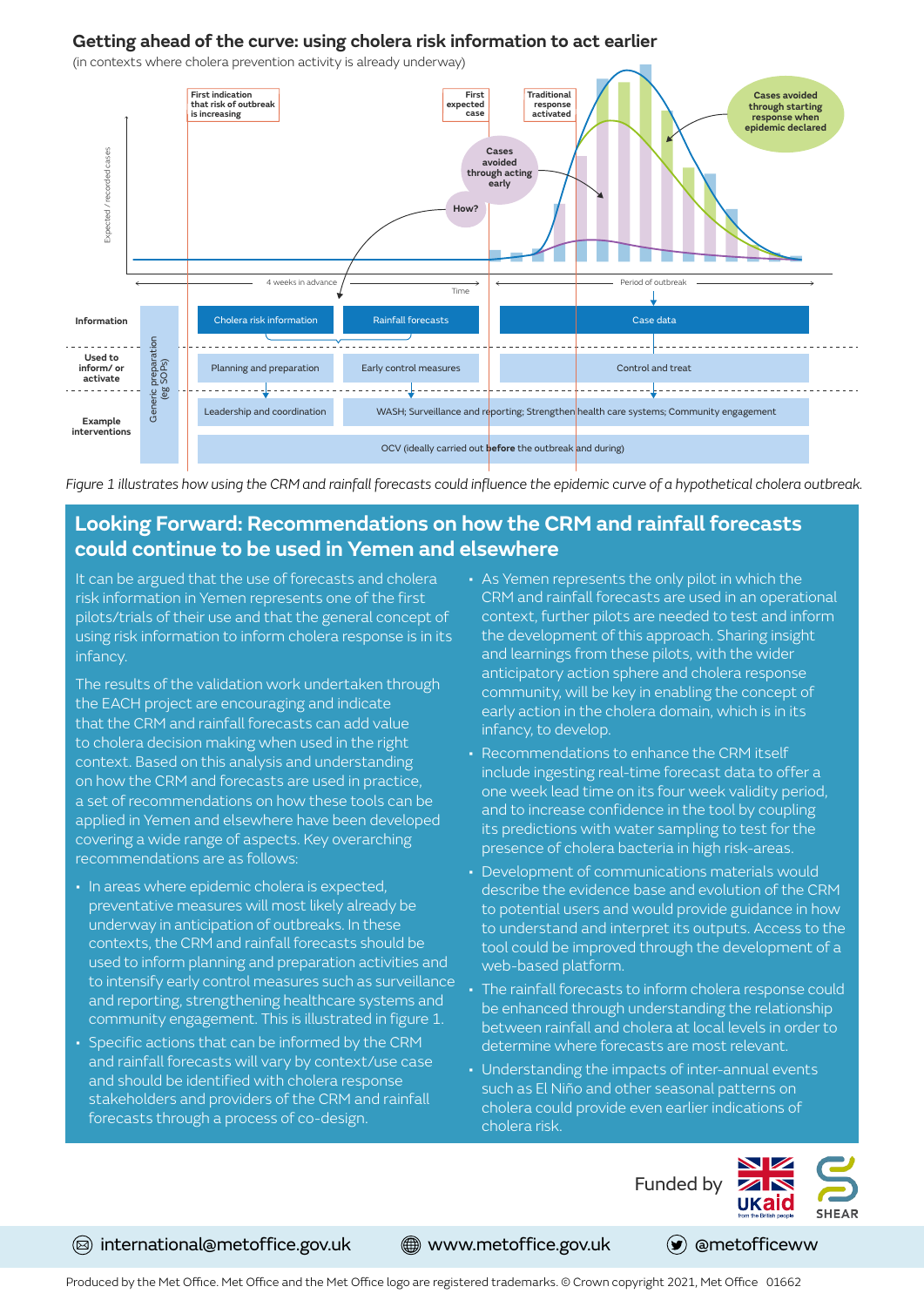## Getting ahead of the curve: using cholera risk information to act earlier

(in contexts where cholera prevention activity is already underway)

First indication that risk of outbreak is increasing

First expected case

Traditional response activated

Cases avoided through starting response when epidemic declared

Cases avoided through acting early

How?

Expected / recorded cases

4 weeks in advance

Time

Period of outbreak

Information

Used to inform/ or activate

Example interventions

Generic preparation (eg SOPs)

Cholera risk information

Rainfall forecasts

Case data

Planning and preparation

Early control measures

Control and treat

Leadership and coordination

WASH; Surveillance and reporting; Strengthen health care systems; Community engagement

OCV (ideally carried out **before** the outbreak and during)

*Figure 1 illustrates how using the CRM and rainfall forecasts could influence the epidemic curve of a hypothetical cholera outbreak.*

## Looking Forward: Recommendations on how the CRM and rainfall forecasts could continue to be used in Yemen and elsewhere

It can be argued that the use of forecasts and cholera risk information in Yemen represents one of the first pilots/trials of their use and that the general concept of using risk information to inform cholera response is in its infancy.

The results of the validation work undertaken through the EACH project are encouraging and indicate that the CRM and rainfall forecasts can add value to cholera decision making when used in the right context. Based on this analysis and understanding on how the CRM and forecasts are used in practice, a set of recommendations on how these tools can be applied in Yemen and elsewhere have been developed covering a wide range of aspects. Key overarching recommendations are as follows:

- In areas where epidemic cholera is expected, preventative measures will most likely already be underway in anticipation of outbreaks. In these contexts, the CRM and rainfall forecasts should be used to inform planning and preparation activities and to intensify early control measures such as surveillance and reporting, strengthening healthcare systems and community engagement. This is illustrated in figure 1.
- Specific actions that can be informed by the CRM and rainfall forecasts will vary by context/use case and should be identified with cholera response stakeholders and providers of the CRM and rainfall forecasts through a process of co-design.
- As Yemen represents the only pilot in which the CRM and rainfall forecasts are used in an operational context, further pilots are needed to test and inform the development of this approach. Sharing insight and learnings from these pilots, with the wider anticipatory action sphere and cholera response community, will be key in enabling the concept of early action in the cholera domain, which is in its infancy, to develop.
- Recommendations to enhance the CRM itself include ingesting real-time forecast data to offer a one week lead time on its four week validity period, and to increase confidence in the tool by coupling its predictions with water sampling to test for the presence of cholera bacteria in high risk-areas.
- Development of communications materials would describe the evidence base and evolution of the CRM to potential users and would provide guidance in how to understand and interpret its outputs. Access to the tool could be improved through the development of a web-based platform.
- The rainfall forecasts to inform cholera response could be enhanced through understanding the relationship between rainfall and cholera at local levels in order to determine where forecasts are most relevant.
- Understanding the impacts of inter-annual events such as El Niño and other seasonal patterns on cholera could provide even earlier indications of cholera risk.

Funded by UKaid from the British people — SHEAR

international@metoffice.gov.uk www.metoffice.gov.uk @metofficeww

Produced by the Met Office. Met Office and the Met Office logo are registered trademarks. © Crown copyright 2021, Met Office 01662